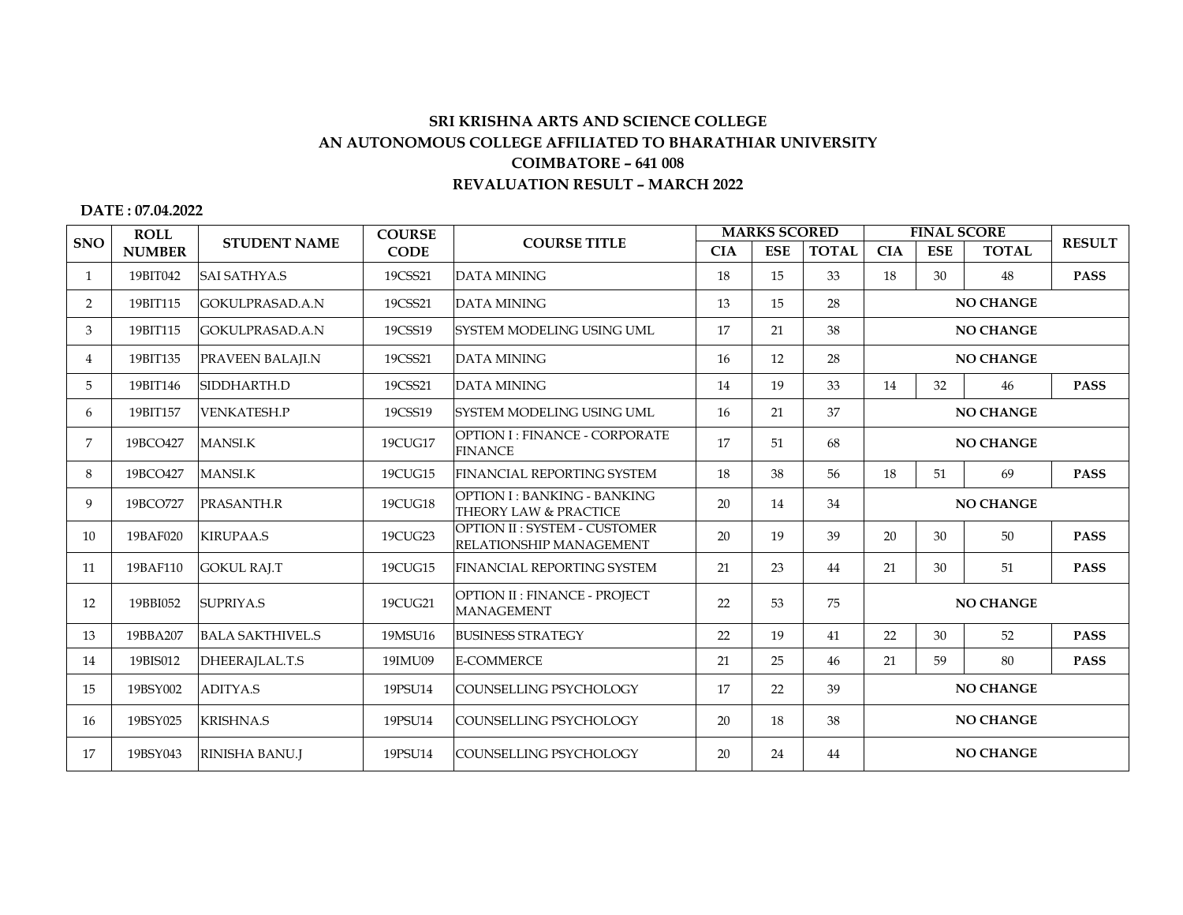**SRI KRISHNA ARTS AND SCIENCE COLLEGE**

**AN AUTONOMOUS COLLEGE AFFILIATED TO BHARATHIAR UNIVERSITY**

**COIMBATORE – 641 008**

**REVALUATION RESULT – MARCH 2022**

**DATE : 07.04.2022**

| SNO | ROLL NUMBER | STUDENT NAME | COURSE CODE | COURSE TITLE | MARKS SCORED | | | FINAL SCORE | | | RESULT |
|---|---|---|---|---|---|---|---|---|---|---|---|
| | | | | | CIA | ESE | TOTAL | CIA | ESE | TOTAL | |
| 1 | 19BIT042 | SAI SATHYA.S | 19CSS21 | DATA MINING | 18 | 15 | 33 | 18 | 30 | 48 | **PASS** |
| 2 | 19BIT115 | GOKULPRASAD.A.N | 19CSS21 | DATA MINING | 13 | 15 | 28 | **NO CHANGE** | | | |
| 3 | 19BIT115 | GOKULPRASAD.A.N | 19CSS19 | SYSTEM MODELING USING UML | 17 | 21 | 38 | **NO CHANGE** | | | |
| 4 | 19BIT135 | PRAVEEN BALAJI.N | 19CSS21 | DATA MINING | 16 | 12 | 28 | **NO CHANGE** | | | |
| 5 | 19BIT146 | SIDDHARTH.D | 19CSS21 | DATA MINING | 14 | 19 | 33 | 14 | 32 | 46 | **PASS** |
| 6 | 19BIT157 | VENKATESH.P | 19CSS19 | SYSTEM MODELING USING UML | 16 | 21 | 37 | **NO CHANGE** | | | |
| 7 | 19BCO427 | MANSI.K | 19CUG17 | OPTION I : FINANCE - CORPORATE FINANCE | 17 | 51 | 68 | **NO CHANGE** | | | |
| 8 | 19BCO427 | MANSI.K | 19CUG15 | FINANCIAL REPORTING SYSTEM | 18 | 38 | 56 | 18 | 51 | 69 | **PASS** |
| 9 | 19BCO727 | PRASANTH.R | 19CUG18 | OPTION I : BANKING - BANKING THEORY LAW & PRACTICE | 20 | 14 | 34 | **NO CHANGE** | | | |
| 10 | 19BAF020 | KIRUPAA.S | 19CUG23 | OPTION II : SYSTEM - CUSTOMER RELATIONSHIP MANAGEMENT | 20 | 19 | 39 | 20 | 30 | 50 | **PASS** |
| 11 | 19BAF110 | GOKUL RAJ.T | 19CUG15 | FINANCIAL REPORTING SYSTEM | 21 | 23 | 44 | 21 | 30 | 51 | **PASS** |
| 12 | 19BBI052 | SUPRIYA.S | 19CUG21 | OPTION II : FINANCE - PROJECT MANAGEMENT | 22 | 53 | 75 | **NO CHANGE** | | | |
| 13 | 19BBA207 | BALA SAKTHIVEL.S | 19MSU16 | BUSINESS STRATEGY | 22 | 19 | 41 | 22 | 30 | 52 | **PASS** |
| 14 | 19BIS012 | DHEERAJLAL.T.S | 19IMU09 | E-COMMERCE | 21 | 25 | 46 | 21 | 59 | 80 | **PASS** |
| 15 | 19BSY002 | ADITYA.S | 19PSU14 | COUNSELLING PSYCHOLOGY | 17 | 22 | 39 | **NO CHANGE** | | | |
| 16 | 19BSY025 | KRISHNA.S | 19PSU14 | COUNSELLING PSYCHOLOGY | 20 | 18 | 38 | **NO CHANGE** | | | |
| 17 | 19BSY043 | RINISHA BANU.J | 19PSU14 | COUNSELLING PSYCHOLOGY | 20 | 24 | 44 | **NO CHANGE** | | | |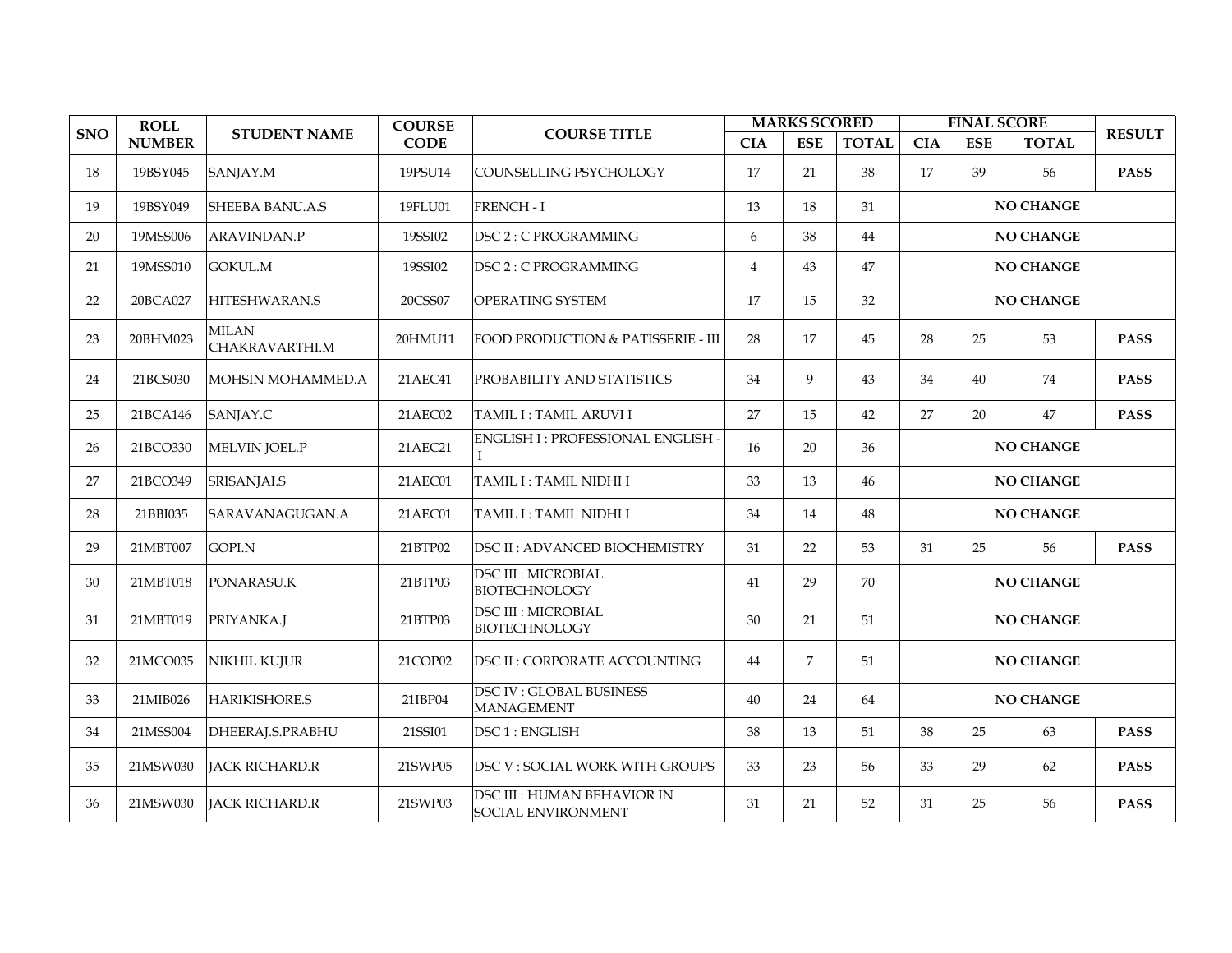| SNO | ROLL NUMBER | STUDENT NAME | COURSE CODE | COURSE TITLE | MARKS SCORED | | | FINAL SCORE | | | RESULT |
|---|---|---|---|---|---|---|---|---|---|---|---|
| | | | | | CIA | ESE | TOTAL | CIA | ESE | TOTAL | |
| 18 | 19BSY045 | SANJAY.M | 19PSU14 | COUNSELLING PSYCHOLOGY | 17 | 21 | 38 | 17 | 39 | 56 | **PASS** |
| 19 | 19BSY049 | SHEEBA BANU.A.S | 19FLU01 | FRENCH - I | 13 | 18 | 31 | **NO CHANGE** | | | |
| 20 | 19MSS006 | ARAVINDAN.P | 19SSI02 | DSC 2 : C PROGRAMMING | 6 | 38 | 44 | **NO CHANGE** | | | |
| 21 | 19MSS010 | GOKUL.M | 19SSI02 | DSC 2 : C PROGRAMMING | 4 | 43 | 47 | **NO CHANGE** | | | |
| 22 | 20BCA027 | HITESHWARAN.S | 20CSS07 | OPERATING SYSTEM | 17 | 15 | 32 | **NO CHANGE** | | | |
| 23 | 20BHM023 | MILAN CHAKRAVARTHI.M | 20HMU11 | FOOD PRODUCTION & PATISSERIE - III | 28 | 17 | 45 | 28 | 25 | 53 | **PASS** |
| 24 | 21BCS030 | MOHSIN MOHAMMED.A | 21AEC41 | PROBABILITY AND STATISTICS | 34 | 9 | 43 | 34 | 40 | 74 | **PASS** |
| 25 | 21BCA146 | SANJAY.C | 21AEC02 | TAMIL I : TAMIL ARUVI I | 27 | 15 | 42 | 27 | 20 | 47 | **PASS** |
| 26 | 21BCO330 | MELVIN JOEL.P | 21AEC21 | ENGLISH I : PROFESSIONAL ENGLISH - I | 16 | 20 | 36 | **NO CHANGE** | | | |
| 27 | 21BCO349 | SRISANJAI.S | 21AEC01 | TAMIL I : TAMIL NIDHI I | 33 | 13 | 46 | **NO CHANGE** | | | |
| 28 | 21BBI035 | SARAVANAGUGAN.A | 21AEC01 | TAMIL I : TAMIL NIDHI I | 34 | 14 | 48 | **NO CHANGE** | | | |
| 29 | 21MBT007 | GOPI.N | 21BTP02 | DSC II : ADVANCED BIOCHEMISTRY | 31 | 22 | 53 | 31 | 25 | 56 | **PASS** |
| 30 | 21MBT018 | PONARASU.K | 21BTP03 | DSC III : MICROBIAL BIOTECHNOLOGY | 41 | 29 | 70 | **NO CHANGE** | | | |
| 31 | 21MBT019 | PRIYANKA.J | 21BTP03 | DSC III : MICROBIAL BIOTECHNOLOGY | 30 | 21 | 51 | **NO CHANGE** | | | |
| 32 | 21MCO035 | NIKHIL KUJUR | 21COP02 | DSC II : CORPORATE ACCOUNTING | 44 | 7 | 51 | **NO CHANGE** | | | |
| 33 | 21MIB026 | HARIKISHORE.S | 21IBP04 | DSC IV : GLOBAL BUSINESS MANAGEMENT | 40 | 24 | 64 | **NO CHANGE** | | | |
| 34 | 21MSS004 | DHEERAJ.S.PRABHU | 21SSI01 | DSC 1 : ENGLISH | 38 | 13 | 51 | 38 | 25 | 63 | **PASS** |
| 35 | 21MSW030 | JACK RICHARD.R | 21SWP05 | DSC V : SOCIAL WORK WITH GROUPS | 33 | 23 | 56 | 33 | 29 | 62 | **PASS** |
| 36 | 21MSW030 | JACK RICHARD.R | 21SWP03 | DSC III : HUMAN BEHAVIOR IN SOCIAL ENVIRONMENT | 31 | 21 | 52 | 31 | 25 | 56 | **PASS** |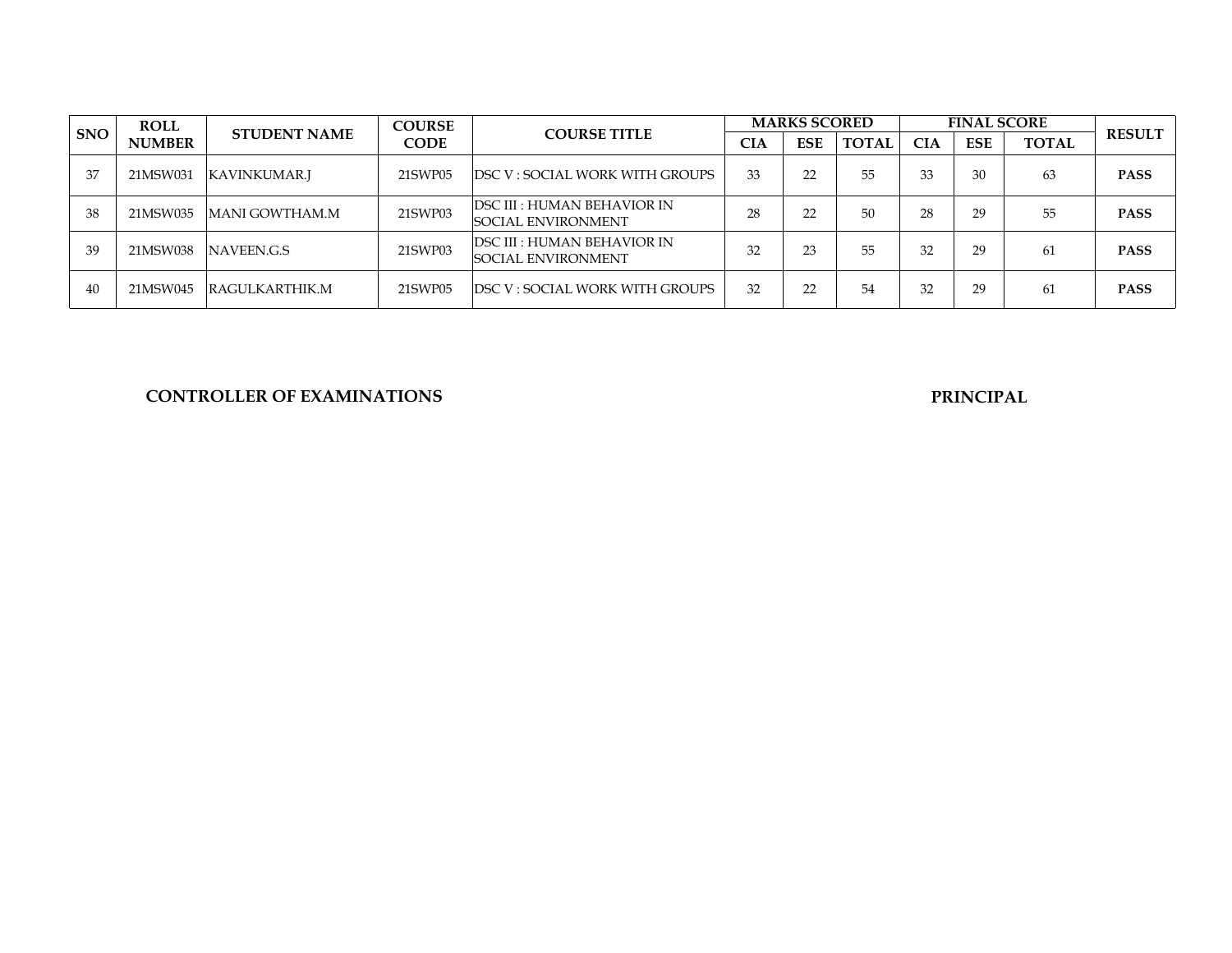| SNO | ROLL NUMBER | STUDENT NAME | COURSE CODE | COURSE TITLE | MARKS SCORED | | | FINAL SCORE | | | RESULT |
|---|---|---|---|---|---|---|---|---|---|---|---|
| | | | | | CIA | ESE | TOTAL | CIA | ESE | TOTAL | |
| 37 | 21MSW031 | KAVINKUMAR.J | 21SWP05 | DSC V : SOCIAL WORK WITH GROUPS | 33 | 22 | 55 | 33 | 30 | 63 | **PASS** |
| 38 | 21MSW035 | MANI GOWTHAM.M | 21SWP03 | DSC III : HUMAN BEHAVIOR IN SOCIAL ENVIRONMENT | 28 | 22 | 50 | 28 | 29 | 55 | **PASS** |
| 39 | 21MSW038 | NAVEEN.G.S | 21SWP03 | DSC III : HUMAN BEHAVIOR IN SOCIAL ENVIRONMENT | 32 | 23 | 55 | 32 | 29 | 61 | **PASS** |
| 40 | 21MSW045 | RAGULKARTHIK.M | 21SWP05 | DSC V : SOCIAL WORK WITH GROUPS | 32 | 22 | 54 | 32 | 29 | 61 | **PASS** |

**CONTROLLER OF EXAMINATIONS**

**PRINCIPAL**